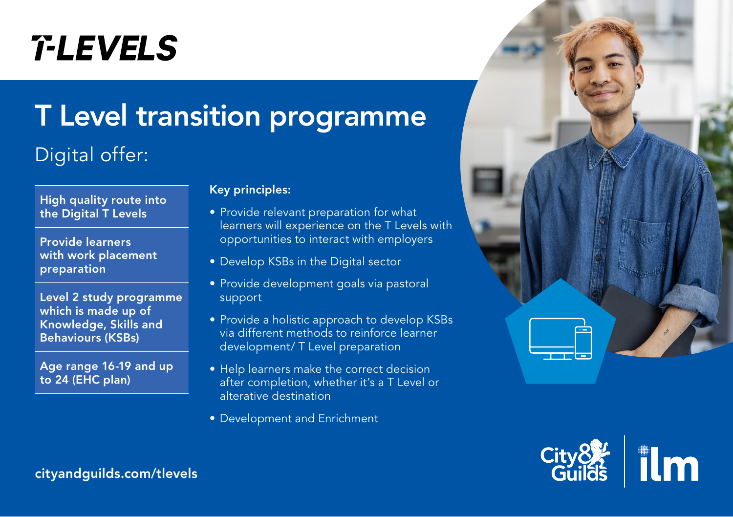T-LEVELS

# T Level transition programme

## Digital offer:

**High quality route into the Digital T Levels**

**Provide learners with work placement preparation**

**Level 2 study programme which is made up of Knowledge, Skills and Behaviours (KSBs)**

**Age range 16-19 and up to 24 (EHC plan)**

**Key principles:**

- Provide relevant preparation for what learners will experience on the T Levels with opportunities to interact with employers
- Develop KSBs in the Digital sector
- Provide development goals via pastoral support
- Provide a holistic approach to develop KSBs via different methods to reinforce learner development/ T Level preparation
- Help learners make the correct decision after completion, whether it's a T Level or alterative destination
- Development and Enrichment

**cityandguilds.com/tlevels**

City & Guilds | ilm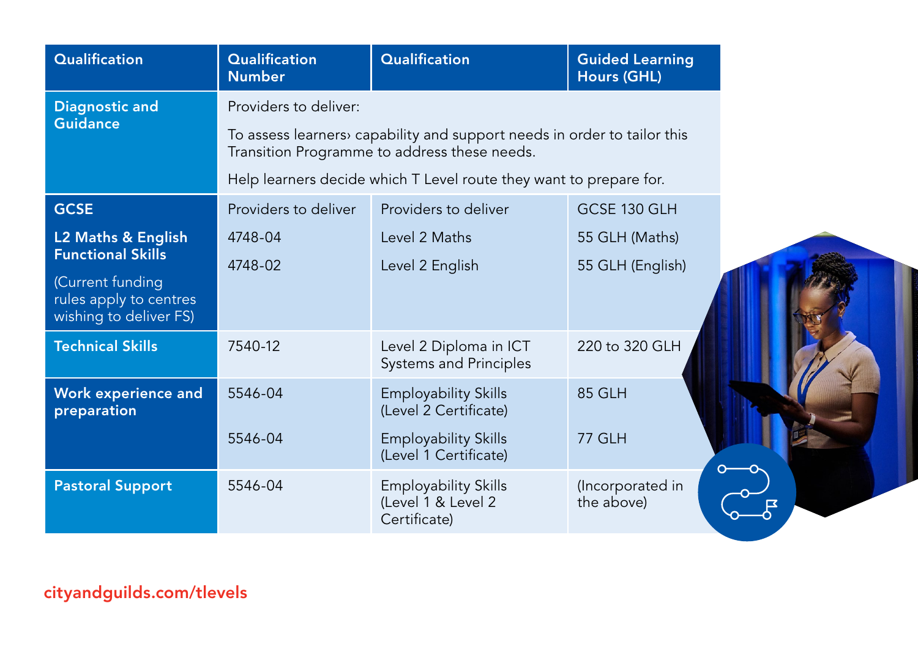| Qualification | Qualification Number | Qualification | Guided Learning Hours (GHL) |
|---|---|---|---|
| **Diagnostic and Guidance** | Providers to deliver:<br><br>To assess learners› capability and support needs in order to tailor this Transition Programme to address these needs.<br><br>Help learners decide which T Level route they want to prepare for. | | |
| **GCSE**<br><br>**L2 Maths & English Functional Skills**<br><br>(Current funding rules apply to centres wishing to deliver FS) | Providers to deliver<br><br>4748-04<br><br>4748-02 | Providers to deliver<br><br>Level 2 Maths<br><br>Level 2 English | GCSE 130 GLH<br><br>55 GLH (Maths)<br><br>55 GLH (English) |
| **Technical Skills** | 7540-12 | Level 2 Diploma in ICT Systems and Principles | 220 to 320 GLH |
| **Work experience and preparation** | 5546-04<br><br>5546-04 | Employability Skills (Level 2 Certificate)<br><br>Employability Skills (Level 1 Certificate) | 85 GLH<br><br>77 GLH |
| **Pastoral Support** | 5546-04 | Employability Skills (Level 1 & Level 2 Certificate) | (Incorporated in the above) |

cityandguilds.com/tlevels